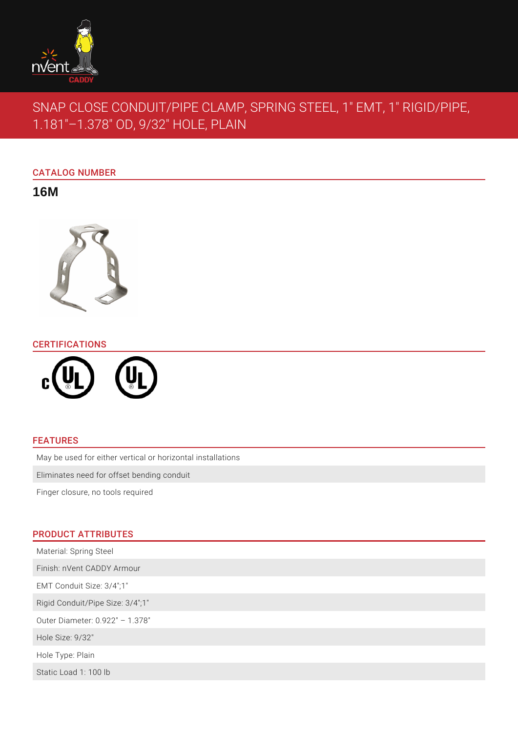# SNAP CLOSE CONDUIT/PIPE CLAMP, SPRING STEEL, 1" EMT, 1" RIGID/PIPE, 1.181"–1.378" OD, 9/32" HOLE, PLAIN

## CATALOG NUMBER

**16M**

## CERTIFICATIONS

## FEATURES

- May be used for either vertical or horizontal installations
- Eliminates need for offset bending conduit
- Finger closure, no tools required

## PRODUCT ATTRIBUTES

- Material: Spring Steel
- Finish: nVent CADDY Armour
- EMT Conduit Size: 3/4";1"
- Rigid Conduit/Pipe Size: 3/4";1"
- Outer Diameter: 0.922" – 1.378"
- Hole Size: 9/32"
- Hole Type: Plain
- Static Load 1: 100 lb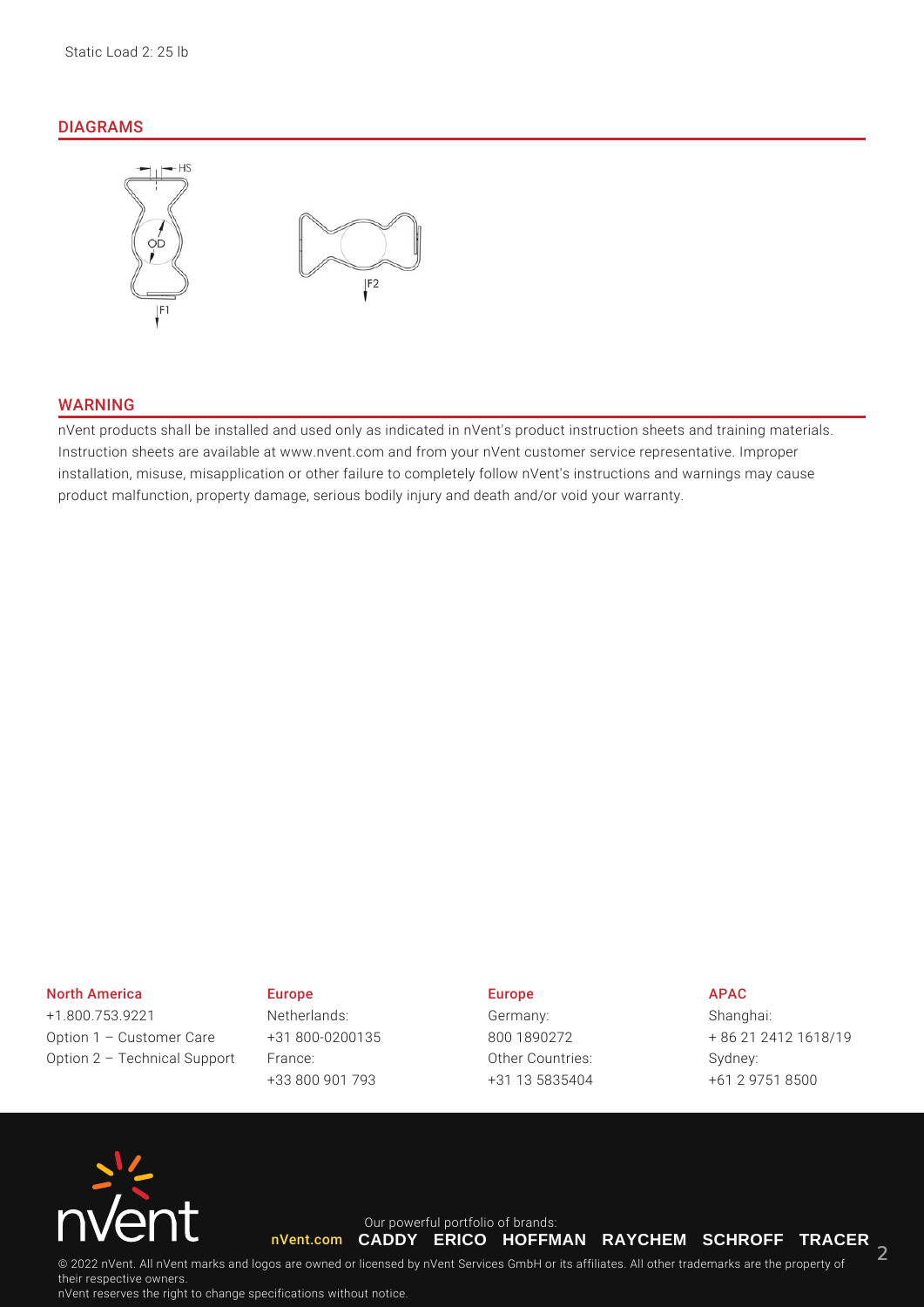Static Load 2: 25 lb

## DIAGRAMS

HS

OD

F1

F2

## WARNING

nVent products shall be installed and used only as indicated in nVent's product instruction sheets and training materials. Instruction sheets are available at www.nvent.com and from your nVent customer service representative. Improper installation, misuse, misapplication or other failure to completely follow nVent's instructions and warnings may cause product malfunction, property damage, serious bodily injury and death and/or void your warranty.

**North America**
+1.800.753.9221
Option 1 – Customer Care
Option 2 – Technical Support

**Europe**
Netherlands:
+31 800-0200135
France:
+33 800 901 793

**Europe**
Germany:
800 1890272
Other Countries:
+31 13 5835404

**APAC**
Shanghai:
+ 86 21 2412 1618/19
Sydney:
+61 2 9751 8500

nVent

Our powerful portfolio of brands:
nVent.com **CADDY ERICO HOFFMAN RAYCHEM SCHROFF TRACER**

© 2022 nVent. All nVent marks and logos are owned or licensed by nVent Services GmbH or its affiliates. All other trademarks are the property of their respective owners.
nVent reserves the right to change specifications without notice.